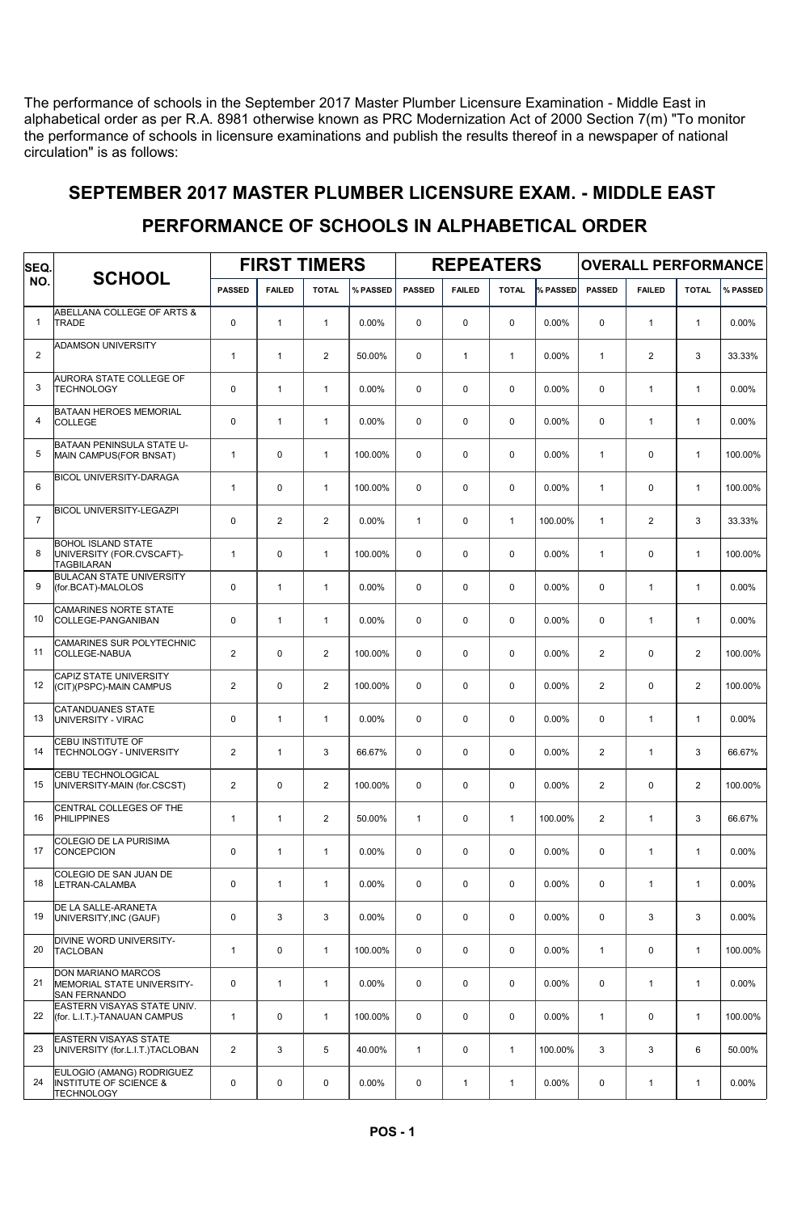The performance of schools in the September 2017 Master Plumber Licensure Examination - Middle East in alphabetical order as per R.A. 8981 otherwise known as PRC Modernization Act of 2000 Section 7(m) "To monitor the performance of schools in licensure examinations and publish the results thereof in a newspaper of national circulation" is as follows:

## SEPTEMBER 2017 MASTER PLUMBER LICENSURE EXAM. - MIDDLE EAST

## PERFORMANCE OF SCHOOLS IN ALPHABETICAL ORDER

| SEQ. NO. | SCHOOL | FIRST TIMERS | | | | REPEATERS | | | | OVERALL PERFORMANCE | | | |
|---|---|---|---|---|---|---|---|---|---|---|---|---|---|
| | | PASSED | FAILED | TOTAL | % PASSED | PASSED | FAILED | TOTAL | % PASSED | PASSED | FAILED | TOTAL | % PASSED |
| 1 | ABELLANA COLLEGE OF ARTS & TRADE | 0 | 1 | 1 | 0.00% | 0 | 0 | 0 | 0.00% | 0 | 1 | 1 | 0.00% |
| 2 | ADAMSON UNIVERSITY | 1 | 1 | 2 | 50.00% | 0 | 1 | 1 | 0.00% | 1 | 2 | 3 | 33.33% |
| 3 | AURORA STATE COLLEGE OF TECHNOLOGY | 0 | 1 | 1 | 0.00% | 0 | 0 | 0 | 0.00% | 0 | 1 | 1 | 0.00% |
| 4 | BATAAN HEROES MEMORIAL COLLEGE | 0 | 1 | 1 | 0.00% | 0 | 0 | 0 | 0.00% | 0 | 1 | 1 | 0.00% |
| 5 | BATAAN PENINSULA STATE U-MAIN CAMPUS(FOR BNSAT) | 1 | 0 | 1 | 100.00% | 0 | 0 | 0 | 0.00% | 1 | 0 | 1 | 100.00% |
| 6 | BICOL UNIVERSITY-DARAGA | 1 | 0 | 1 | 100.00% | 0 | 0 | 0 | 0.00% | 1 | 0 | 1 | 100.00% |
| 7 | BICOL UNIVERSITY-LEGAZPI | 0 | 2 | 2 | 0.00% | 1 | 0 | 1 | 100.00% | 1 | 2 | 3 | 33.33% |
| 8 | BOHOL ISLAND STATE UNIVERSITY (FOR.CVSCAFT)-TAGBILARAN | 1 | 0 | 1 | 100.00% | 0 | 0 | 0 | 0.00% | 1 | 0 | 1 | 100.00% |
| 9 | BULACAN STATE UNIVERSITY (for.BCAT)-MALOLOS | 0 | 1 | 1 | 0.00% | 0 | 0 | 0 | 0.00% | 0 | 1 | 1 | 0.00% |
| 10 | CAMARINES NORTE STATE COLLEGE-PANGANIBAN | 0 | 1 | 1 | 0.00% | 0 | 0 | 0 | 0.00% | 0 | 1 | 1 | 0.00% |
| 11 | CAMARINES SUR POLYTECHNIC COLLEGE-NABUA | 2 | 0 | 2 | 100.00% | 0 | 0 | 0 | 0.00% | 2 | 0 | 2 | 100.00% |
| 12 | CAPIZ STATE UNIVERSITY (CIT)(PSPC)-MAIN CAMPUS | 2 | 0 | 2 | 100.00% | 0 | 0 | 0 | 0.00% | 2 | 0 | 2 | 100.00% |
| 13 | CATANDUANES STATE UNIVERSITY - VIRAC | 0 | 1 | 1 | 0.00% | 0 | 0 | 0 | 0.00% | 0 | 1 | 1 | 0.00% |
| 14 | CEBU INSTITUTE OF TECHNOLOGY - UNIVERSITY | 2 | 1 | 3 | 66.67% | 0 | 0 | 0 | 0.00% | 2 | 1 | 3 | 66.67% |
| 15 | CEBU TECHNOLOGICAL UNIVERSITY-MAIN (for.CSCST) | 2 | 0 | 2 | 100.00% | 0 | 0 | 0 | 0.00% | 2 | 0 | 2 | 100.00% |
| 16 | CENTRAL COLLEGES OF THE PHILIPPINES | 1 | 1 | 2 | 50.00% | 1 | 0 | 1 | 100.00% | 2 | 1 | 3 | 66.67% |
| 17 | COLEGIO DE LA PURISIMA CONCEPCION | 0 | 1 | 1 | 0.00% | 0 | 0 | 0 | 0.00% | 0 | 1 | 1 | 0.00% |
| 18 | COLEGIO DE SAN JUAN DE LETRAN-CALAMBA | 0 | 1 | 1 | 0.00% | 0 | 0 | 0 | 0.00% | 0 | 1 | 1 | 0.00% |
| 19 | DE LA SALLE-ARANETA UNIVERSITY,INC (GAUF) | 0 | 3 | 3 | 0.00% | 0 | 0 | 0 | 0.00% | 0 | 3 | 3 | 0.00% |
| 20 | DIVINE WORD UNIVERSITY-TACLOBAN | 1 | 0 | 1 | 100.00% | 0 | 0 | 0 | 0.00% | 1 | 0 | 1 | 100.00% |
| 21 | DON MARIANO MARCOS MEMORIAL STATE UNIVERSITY-SAN FERNANDO | 0 | 1 | 1 | 0.00% | 0 | 0 | 0 | 0.00% | 0 | 1 | 1 | 0.00% |
| 22 | EASTERN VISAYAS STATE UNIV. (for. L.I.T.)-TANAUAN CAMPUS | 1 | 0 | 1 | 100.00% | 0 | 0 | 0 | 0.00% | 1 | 0 | 1 | 100.00% |
| 23 | EASTERN VISAYAS STATE UNIVERSITY (for.L.I.T.)TACLOBAN | 2 | 3 | 5 | 40.00% | 1 | 0 | 1 | 100.00% | 3 | 3 | 6 | 50.00% |
| 24 | EULOGIO (AMANG) RODRIGUEZ INSTITUTE OF SCIENCE & TECHNOLOGY | 0 | 0 | 0 | 0.00% | 0 | 1 | 1 | 0.00% | 0 | 1 | 1 | 0.00% |

POS - 1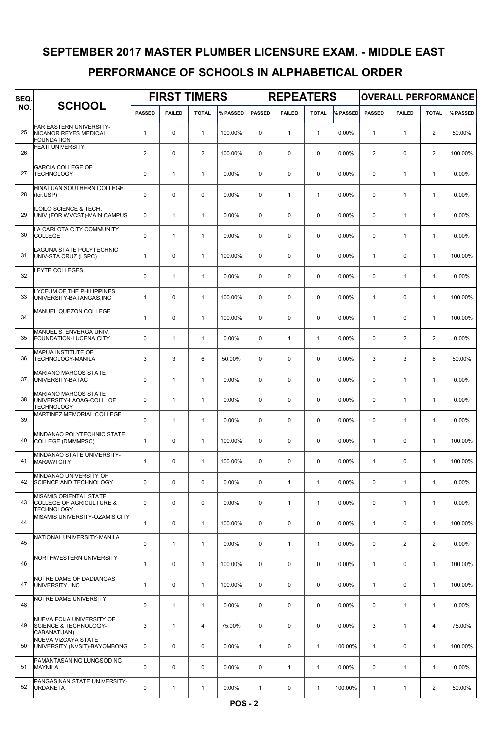# SEPTEMBER 2017 MASTER PLUMBER LICENSURE EXAM. - MIDDLE EAST

## PERFORMANCE OF SCHOOLS IN ALPHABETICAL ORDER

| SEQ. NO. | SCHOOL | FIRST TIMERS | | | | REPEATERS | | | | OVERALL PERFORMANCE | | | |
|---|---|---|---|---|---|---|---|---|---|---|---|---|---|
| | | PASSED | FAILED | TOTAL | % PASSED | PASSED | FAILED | TOTAL | % PASSED | PASSED | FAILED | TOTAL | % PASSED |
| 25 | FAR EASTERN UNIVERSITY-NICANOR REYES MEDICAL FOUNDATION | 1 | 0 | 1 | 100.00% | 0 | 1 | 1 | 0.00% | 1 | 1 | 2 | 50.00% |
| 26 | FEATI UNIVERSITY | 2 | 0 | 2 | 100.00% | 0 | 0 | 0 | 0.00% | 2 | 0 | 2 | 100.00% |
| 27 | GARCIA COLLEGE OF TECHNOLOGY | 0 | 1 | 1 | 0.00% | 0 | 0 | 0 | 0.00% | 0 | 1 | 1 | 0.00% |
| 28 | HINATUAN SOUTHERN COLLEGE (for.USP) | 0 | 0 | 0 | 0.00% | 0 | 1 | 1 | 0.00% | 0 | 1 | 1 | 0.00% |
| 29 | ILOILO SCIENCE & TECH. UNIV.(FOR WVCST)-MAIN CAMPUS | 0 | 1 | 1 | 0.00% | 0 | 0 | 0 | 0.00% | 0 | 1 | 1 | 0.00% |
| 30 | LA CARLOTA CITY COMMUNITY COLLEGE | 0 | 1 | 1 | 0.00% | 0 | 0 | 0 | 0.00% | 0 | 1 | 1 | 0.00% |
| 31 | LAGUNA STATE POLYTECHNIC UNIV-STA CRUZ (LSPC) | 1 | 0 | 1 | 100.00% | 0 | 0 | 0 | 0.00% | 1 | 0 | 1 | 100.00% |
| 32 | LEYTE COLLEGES | 0 | 1 | 1 | 0.00% | 0 | 0 | 0 | 0.00% | 0 | 1 | 1 | 0.00% |
| 33 | LYCEUM OF THE PHILIPPINES UNIVERSITY-BATANGAS,INC | 1 | 0 | 1 | 100.00% | 0 | 0 | 0 | 0.00% | 1 | 0 | 1 | 100.00% |
| 34 | MANUEL QUEZON COLLEGE | 1 | 0 | 1 | 100.00% | 0 | 0 | 0 | 0.00% | 1 | 0 | 1 | 100.00% |
| 35 | MANUEL S. ENVERGA UNIV. FOUNDATION-LUCENA CITY | 0 | 1 | 1 | 0.00% | 0 | 1 | 1 | 0.00% | 0 | 2 | 2 | 0.00% |
| 36 | MAPUA INSTITUTE OF TECHNOLOGY-MANILA | 3 | 3 | 6 | 50.00% | 0 | 0 | 0 | 0.00% | 3 | 3 | 6 | 50.00% |
| 37 | MARIANO MARCOS STATE UNIVERSITY-BATAC | 0 | 1 | 1 | 0.00% | 0 | 0 | 0 | 0.00% | 0 | 1 | 1 | 0.00% |
| 38 | MARIANO MARCOS STATE UNIVERSITY-LAOAG-COLL. OF TECHNOLOGY | 0 | 1 | 1 | 0.00% | 0 | 0 | 0 | 0.00% | 0 | 1 | 1 | 0.00% |
| 39 | MARTINEZ MEMORIAL COLLEGE | 0 | 1 | 1 | 0.00% | 0 | 0 | 0 | 0.00% | 0 | 1 | 1 | 0.00% |
| 40 | MINDANAO POLYTECHNIC STATE COLLEGE (DMMMPSC) | 1 | 0 | 1 | 100.00% | 0 | 0 | 0 | 0.00% | 1 | 0 | 1 | 100.00% |
| 41 | MINDANAO STATE UNIVERSITY-MARAWI CITY | 1 | 0 | 1 | 100.00% | 0 | 0 | 0 | 0.00% | 1 | 0 | 1 | 100.00% |
| 42 | MINDANAO UNIVERSITY OF SCIENCE AND TECHNOLOGY | 0 | 0 | 0 | 0.00% | 0 | 1 | 1 | 0.00% | 0 | 1 | 1 | 0.00% |
| 43 | MISAMIS ORIENTAL STATE COLLEGE OF AGRICULTURE & TECHNOLOGY | 0 | 0 | 0 | 0.00% | 0 | 1 | 1 | 0.00% | 0 | 1 | 1 | 0.00% |
| 44 | MISAMIS UNIVERSITY-OZAMIS CITY | 1 | 0 | 1 | 100.00% | 0 | 0 | 0 | 0.00% | 1 | 0 | 1 | 100.00% |
| 45 | NATIONAL UNIVERSITY-MANILA | 0 | 1 | 1 | 0.00% | 0 | 1 | 1 | 0.00% | 0 | 2 | 2 | 0.00% |
| 46 | NORTHWESTERN UNIVERSITY | 1 | 0 | 1 | 100.00% | 0 | 0 | 0 | 0.00% | 1 | 0 | 1 | 100.00% |
| 47 | NOTRE DAME OF DADIANGAS UNIVERSITY, INC | 1 | 0 | 1 | 100.00% | 0 | 0 | 0 | 0.00% | 1 | 0 | 1 | 100.00% |
| 48 | NOTRE DAME UNIVERSITY | 0 | 1 | 1 | 0.00% | 0 | 0 | 0 | 0.00% | 0 | 1 | 1 | 0.00% |
| 49 | NUEVA ECIJA UNIVERSITY OF SCIENCE & TECHNOLOGY-CABANATUAN) | 3 | 1 | 4 | 75.00% | 0 | 0 | 0 | 0.00% | 3 | 1 | 4 | 75.00% |
| 50 | NUEVA VIZCAYA STATE UNIVERSITY (NVSIT)-BAYOMBONG | 0 | 0 | 0 | 0.00% | 1 | 0 | 1 | 100.00% | 1 | 0 | 1 | 100.00% |
| 51 | PAMANTASAN NG LUNGSOD NG MAYNILA | 0 | 0 | 0 | 0.00% | 0 | 1 | 1 | 0.00% | 0 | 1 | 1 | 0.00% |
| 52 | PANGASINAN STATE UNIVERSITY-URDANETA | 0 | 1 | 1 | 0.00% | 1 | 0 | 1 | 100.00% | 1 | 1 | 2 | 50.00% |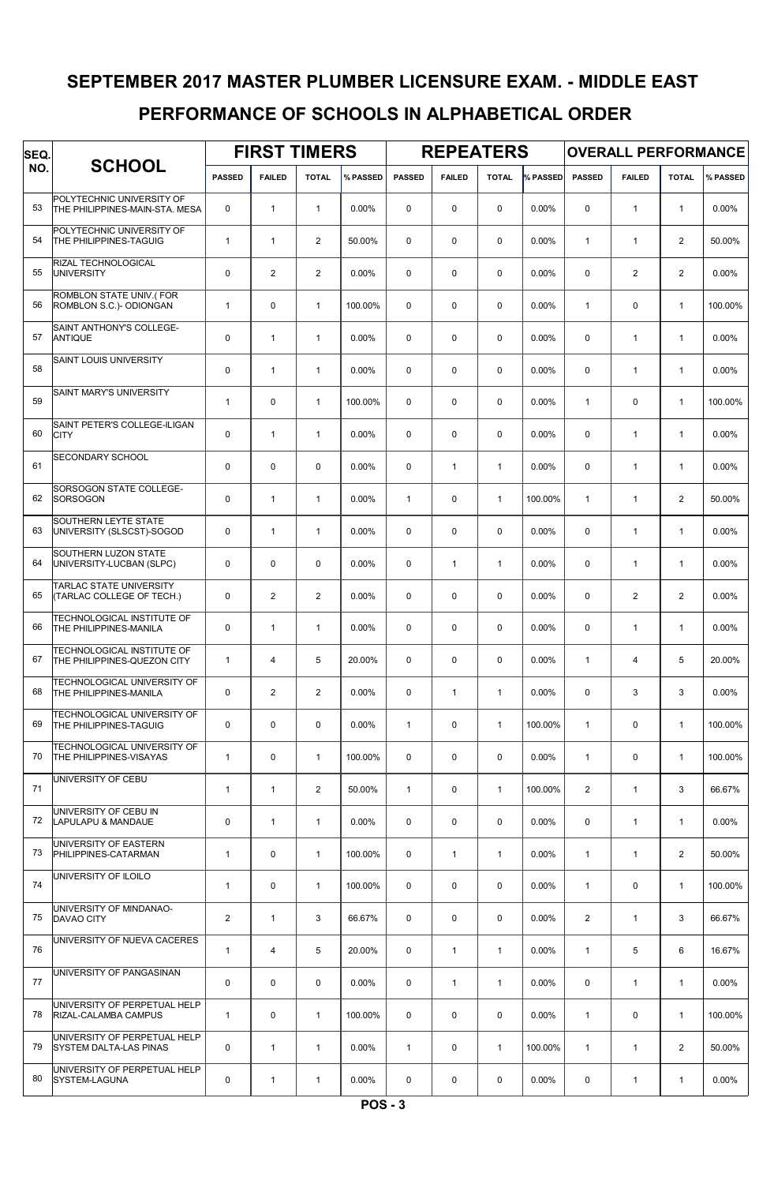# SEPTEMBER 2017 MASTER PLUMBER LICENSURE EXAM. - MIDDLE EAST

## PERFORMANCE OF SCHOOLS IN ALPHABETICAL ORDER

| SEQ. NO. | SCHOOL | FIRST TIMERS | | | | REPEATERS | | | | OVERALL PERFORMANCE | | | |
|---|---|---|---|---|---|---|---|---|---|---|---|---|---|
| | | PASSED | FAILED | TOTAL | % PASSED | PASSED | FAILED | TOTAL | % PASSED | PASSED | FAILED | TOTAL | % PASSED |
| 53 | POLYTECHNIC UNIVERSITY OF THE PHILIPPINES-MAIN-STA. MESA | 0 | 1 | 1 | 0.00% | 0 | 0 | 0 | 0.00% | 0 | 1 | 1 | 0.00% |
| 54 | POLYTECHNIC UNIVERSITY OF THE PHILIPPINES-TAGUIG | 1 | 1 | 2 | 50.00% | 0 | 0 | 0 | 0.00% | 1 | 1 | 2 | 50.00% |
| 55 | RIZAL TECHNOLOGICAL UNIVERSITY | 0 | 2 | 2 | 0.00% | 0 | 0 | 0 | 0.00% | 0 | 2 | 2 | 0.00% |
| 56 | ROMBLON STATE UNIV.( FOR ROMBLON S.C.)- ODIONGAN | 1 | 0 | 1 | 100.00% | 0 | 0 | 0 | 0.00% | 1 | 0 | 1 | 100.00% |
| 57 | SAINT ANTHONY'S COLLEGE-ANTIQUE | 0 | 1 | 1 | 0.00% | 0 | 0 | 0 | 0.00% | 0 | 1 | 1 | 0.00% |
| 58 | SAINT LOUIS UNIVERSITY | 0 | 1 | 1 | 0.00% | 0 | 0 | 0 | 0.00% | 0 | 1 | 1 | 0.00% |
| 59 | SAINT MARY'S UNIVERSITY | 1 | 0 | 1 | 100.00% | 0 | 0 | 0 | 0.00% | 1 | 0 | 1 | 100.00% |
| 60 | SAINT PETER'S COLLEGE-ILIGAN CITY | 0 | 1 | 1 | 0.00% | 0 | 0 | 0 | 0.00% | 0 | 1 | 1 | 0.00% |
| 61 | SECONDARY SCHOOL | 0 | 0 | 0 | 0.00% | 0 | 1 | 1 | 0.00% | 0 | 1 | 1 | 0.00% |
| 62 | SORSOGON STATE COLLEGE-SORSOGON | 0 | 1 | 1 | 0.00% | 1 | 0 | 1 | 100.00% | 1 | 1 | 2 | 50.00% |
| 63 | SOUTHERN LEYTE STATE UNIVERSITY (SLSCST)-SOGOD | 0 | 1 | 1 | 0.00% | 0 | 0 | 0 | 0.00% | 0 | 1 | 1 | 0.00% |
| 64 | SOUTHERN LUZON STATE UNIVERSITY-LUCBAN (SLPC) | 0 | 0 | 0 | 0.00% | 0 | 1 | 1 | 0.00% | 0 | 1 | 1 | 0.00% |
| 65 | TARLAC STATE UNIVERSITY (TARLAC COLLEGE OF TECH.) | 0 | 2 | 2 | 0.00% | 0 | 0 | 0 | 0.00% | 0 | 2 | 2 | 0.00% |
| 66 | TECHNOLOGICAL INSTITUTE OF THE PHILIPPINES-MANILA | 0 | 1 | 1 | 0.00% | 0 | 0 | 0 | 0.00% | 0 | 1 | 1 | 0.00% |
| 67 | TECHNOLOGICAL INSTITUTE OF THE PHILIPPINES-QUEZON CITY | 1 | 4 | 5 | 20.00% | 0 | 0 | 0 | 0.00% | 1 | 4 | 5 | 20.00% |
| 68 | TECHNOLOGICAL UNIVERSITY OF THE PHILIPPINES-MANILA | 0 | 2 | 2 | 0.00% | 0 | 1 | 1 | 0.00% | 0 | 3 | 3 | 0.00% |
| 69 | TECHNOLOGICAL UNIVERSITY OF THE PHILIPPINES-TAGUIG | 0 | 0 | 0 | 0.00% | 1 | 0 | 1 | 100.00% | 1 | 0 | 1 | 100.00% |
| 70 | TECHNOLOGICAL UNIVERSITY OF THE PHILIPPINES-VISAYAS | 1 | 0 | 1 | 100.00% | 0 | 0 | 0 | 0.00% | 1 | 0 | 1 | 100.00% |
| 71 | UNIVERSITY OF CEBU | 1 | 1 | 2 | 50.00% | 1 | 0 | 1 | 100.00% | 2 | 1 | 3 | 66.67% |
| 72 | UNIVERSITY OF CEBU IN LAPULAPU & MANDAUE | 0 | 1 | 1 | 0.00% | 0 | 0 | 0 | 0.00% | 0 | 1 | 1 | 0.00% |
| 73 | UNIVERSITY OF EASTERN PHILIPPINES-CATARMAN | 1 | 0 | 1 | 100.00% | 0 | 1 | 1 | 0.00% | 1 | 1 | 2 | 50.00% |
| 74 | UNIVERSITY OF ILOILO | 1 | 0 | 1 | 100.00% | 0 | 0 | 0 | 0.00% | 1 | 0 | 1 | 100.00% |
| 75 | UNIVERSITY OF MINDANAO-DAVAO CITY | 2 | 1 | 3 | 66.67% | 0 | 0 | 0 | 0.00% | 2 | 1 | 3 | 66.67% |
| 76 | UNIVERSITY OF NUEVA CACERES | 1 | 4 | 5 | 20.00% | 0 | 1 | 1 | 0.00% | 1 | 5 | 6 | 16.67% |
| 77 | UNIVERSITY OF PANGASINAN | 0 | 0 | 0 | 0.00% | 0 | 1 | 1 | 0.00% | 0 | 1 | 1 | 0.00% |
| 78 | UNIVERSITY OF PERPETUAL HELP RIZAL-CALAMBA CAMPUS | 1 | 0 | 1 | 100.00% | 0 | 0 | 0 | 0.00% | 1 | 0 | 1 | 100.00% |
| 79 | UNIVERSITY OF PERPETUAL HELP SYSTEM DALTA-LAS PINAS | 0 | 1 | 1 | 0.00% | 1 | 0 | 1 | 100.00% | 1 | 1 | 2 | 50.00% |
| 80 | UNIVERSITY OF PERPETUAL HELP SYSTEM-LAGUNA | 0 | 1 | 1 | 0.00% | 0 | 0 | 0 | 0.00% | 0 | 1 | 1 | 0.00% |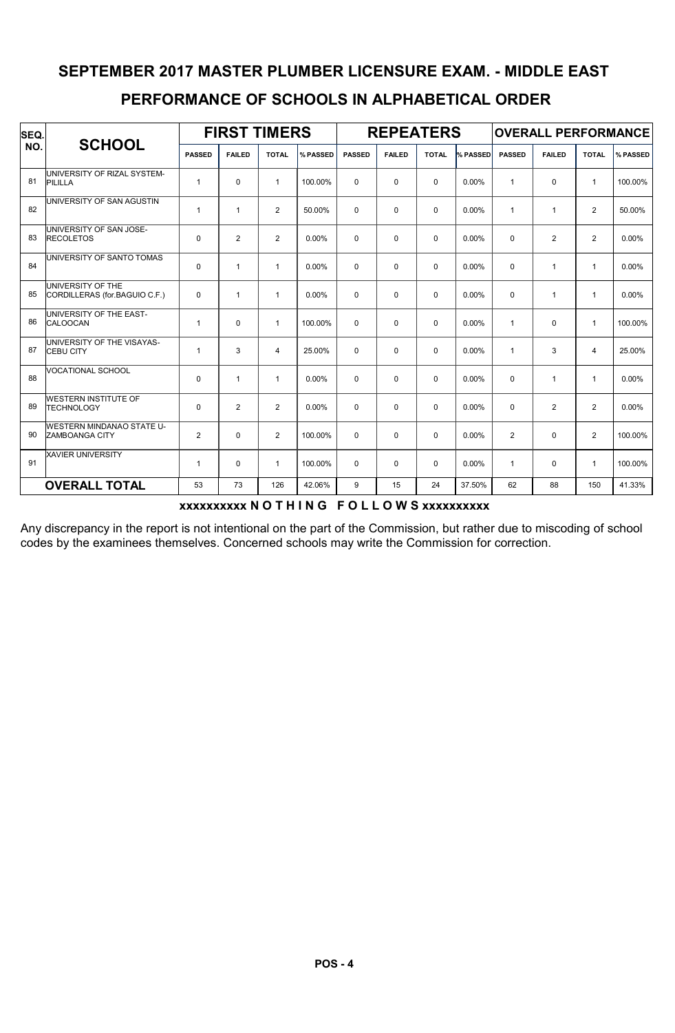# SEPTEMBER 2017 MASTER PLUMBER LICENSURE EXAM. - MIDDLE EAST

## PERFORMANCE OF SCHOOLS IN ALPHABETICAL ORDER

| SEQ. NO. | SCHOOL | FIRST TIMERS | | | | REPEATERS | | | | OVERALL PERFORMANCE | | | |
|---|---|---|---|---|---|---|---|---|---|---|---|---|---|
| | | PASSED | FAILED | TOTAL | % PASSED | PASSED | FAILED | TOTAL | % PASSED | PASSED | FAILED | TOTAL | % PASSED |
| 81 | UNIVERSITY OF RIZAL SYSTEM-PILILLA | 1 | 0 | 1 | 100.00% | 0 | 0 | 0 | 0.00% | 1 | 0 | 1 | 100.00% |
| 82 | UNIVERSITY OF SAN AGUSTIN | 1 | 1 | 2 | 50.00% | 0 | 0 | 0 | 0.00% | 1 | 1 | 2 | 50.00% |
| 83 | UNIVERSITY OF SAN JOSE-RECOLETOS | 0 | 2 | 2 | 0.00% | 0 | 0 | 0 | 0.00% | 0 | 2 | 2 | 0.00% |
| 84 | UNIVERSITY OF SANTO TOMAS | 0 | 1 | 1 | 0.00% | 0 | 0 | 0 | 0.00% | 0 | 1 | 1 | 0.00% |
| 85 | UNIVERSITY OF THE CORDILLERAS (for.BAGUIO C.F.) | 0 | 1 | 1 | 0.00% | 0 | 0 | 0 | 0.00% | 0 | 1 | 1 | 0.00% |
| 86 | UNIVERSITY OF THE EAST-CALOOCAN | 1 | 0 | 1 | 100.00% | 0 | 0 | 0 | 0.00% | 1 | 0 | 1 | 100.00% |
| 87 | UNIVERSITY OF THE VISAYAS-CEBU CITY | 1 | 3 | 4 | 25.00% | 0 | 0 | 0 | 0.00% | 1 | 3 | 4 | 25.00% |
| 88 | VOCATIONAL SCHOOL | 0 | 1 | 1 | 0.00% | 0 | 0 | 0 | 0.00% | 0 | 1 | 1 | 0.00% |
| 89 | WESTERN INSTITUTE OF TECHNOLOGY | 0 | 2 | 2 | 0.00% | 0 | 0 | 0 | 0.00% | 0 | 2 | 2 | 0.00% |
| 90 | WESTERN MINDANAO STATE U-ZAMBOANGA CITY | 2 | 0 | 2 | 100.00% | 0 | 0 | 0 | 0.00% | 2 | 0 | 2 | 100.00% |
| 91 | XAVIER UNIVERSITY | 1 | 0 | 1 | 100.00% | 0 | 0 | 0 | 0.00% | 1 | 0 | 1 | 100.00% |
| **OVERALL TOTAL** | | 53 | 73 | 126 | 42.06% | 9 | 15 | 24 | 37.50% | 62 | 88 | 150 | 41.33% |

**xxxxxxxxxx N O T H I N G F O L L O W S xxxxxxxxxx**

Any discrepancy in the report is not intentional on the part of the Commission, but rather due to miscoding of school codes by the examinees themselves. Concerned schools may write the Commission for correction.